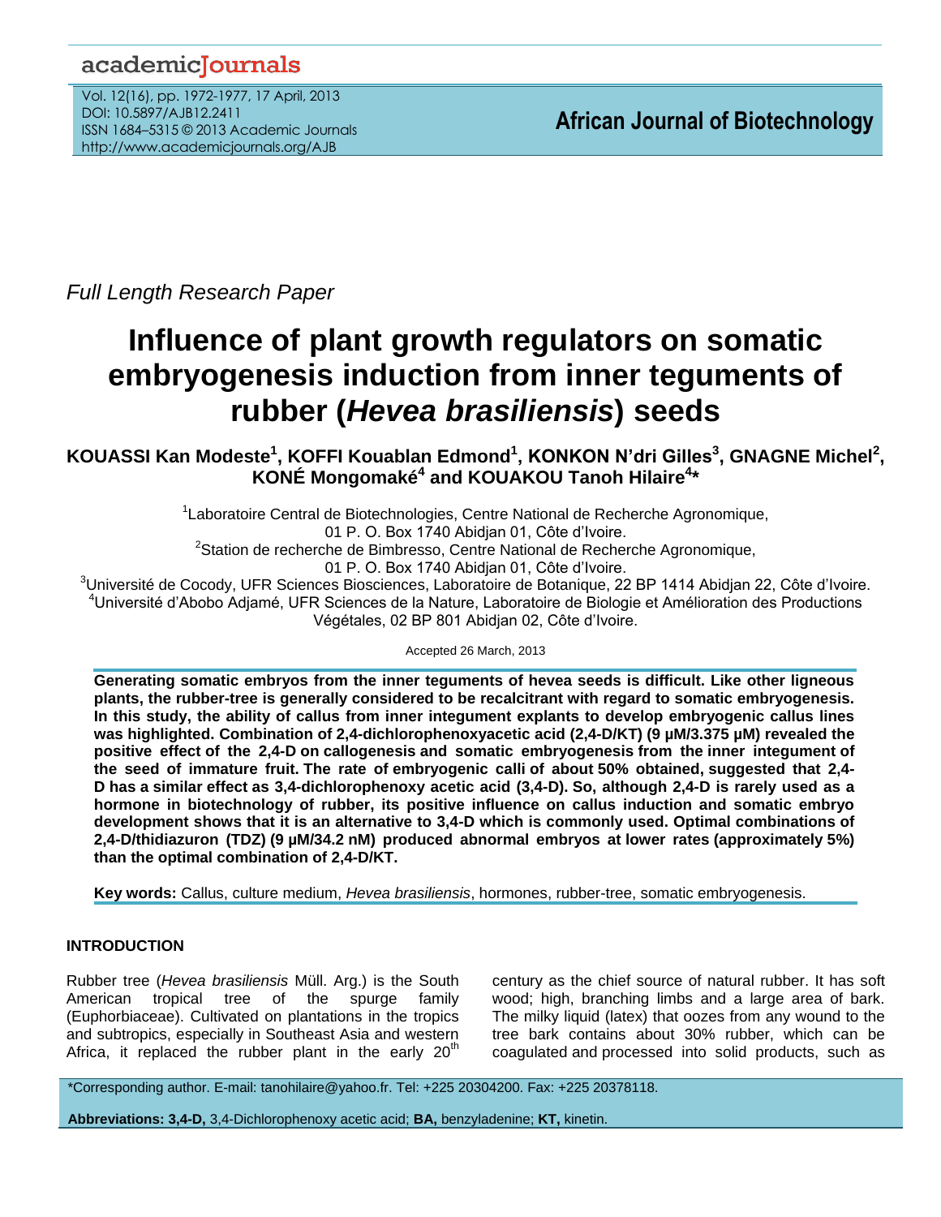Full Length Research Paper

# Influence of plant growth regulators on somatic embryogenesis induction from inner teguments of rubber (*Hevea brasiliensis*) seeds

**KOUASSI Kan Modeste[1], KOFFI Kouablan Edmond[1], KONKON N'dri Gilles[3], GNAGNE Michel[2], KONÉ Mongomaké[4] and KOUAKOU Tanoh Hilaire[4]***

[1]Laboratoire Central de Biotechnologies, Centre National de Recherche Agronomique, 01 P. O. Box 1740 Abidjan 01, Côte d'Ivoire.

[2]Station de recherche de Bimbresso, Centre National de Recherche Agronomique, 01 P. O. Box 1740 Abidjan 01, Côte d'Ivoire.

[3]Université de Cocody, UFR Sciences Biosciences, Laboratoire de Botanique, 22 BP 1414 Abidjan 22, Côte d'Ivoire.

[4]Université d'Abobo Adjamé, UFR Sciences de la Nature, Laboratoire de Biologie et Amélioration des Productions Végétales, 02 BP 801 Abidjan 02, Côte d'Ivoire.

Accepted 26 March, 2013

**Generating somatic embryos from the inner teguments of hevea seeds is difficult. Like other ligneous plants, the rubber-tree is generally considered to be recalcitrant with regard to somatic embryogenesis. In this study, the ability of callus from inner integument explants to develop embryogenic callus lines was highlighted. Combination of 2,4-dichlorophenoxyacetic acid (2,4-D/KT) (9 µM/3.375 µM) revealed the positive effect of the 2,4-D on callogenesis and somatic embryogenesis from the inner integument of the seed of immature fruit. The rate of embryogenic calli of about 50% obtained, suggested that 2,4-D has a similar effect as 3,4-dichlorophenoxy acetic acid (3,4-D). So, although 2,4-D is rarely used as a hormone in biotechnology of rubber, its positive influence on callus induction and somatic embryo development shows that it is an alternative to 3,4-D which is commonly used. Optimal combinations of 2,4-D/thidiazuron (TDZ) (9 µM/34.2 nM) produced abnormal embryos at lower rates (approximately 5%) than the optimal combination of 2,4-D/KT.**

**Key words:** Callus, culture medium, *Hevea brasiliensis*, hormones, rubber-tree, somatic embryogenesis.

## INTRODUCTION

Rubber tree (*Hevea brasiliensis* Müll. Arg.) is the South American tropical tree of the spurge family (Euphorbiaceae). Cultivated on plantations in the tropics and subtropics, especially in Southeast Asia and western Africa, it replaced the rubber plant in the early 20th century as the chief source of natural rubber. It has soft wood; high, branching limbs and a large area of bark. The milky liquid (latex) that oozes from any wound to the tree bark contains about 30% rubber, which can be coagulated and processed into solid products, such as

*Corresponding author. E-mail: tanohilaire@yahoo.fr. Tel: +225 20304200. Fax: +225 20378118.

**Abbreviations: 3,4-D,** 3,4-Dichlorophenoxy acetic acid; **BA,** benzyladenine; **KT,** kinetin.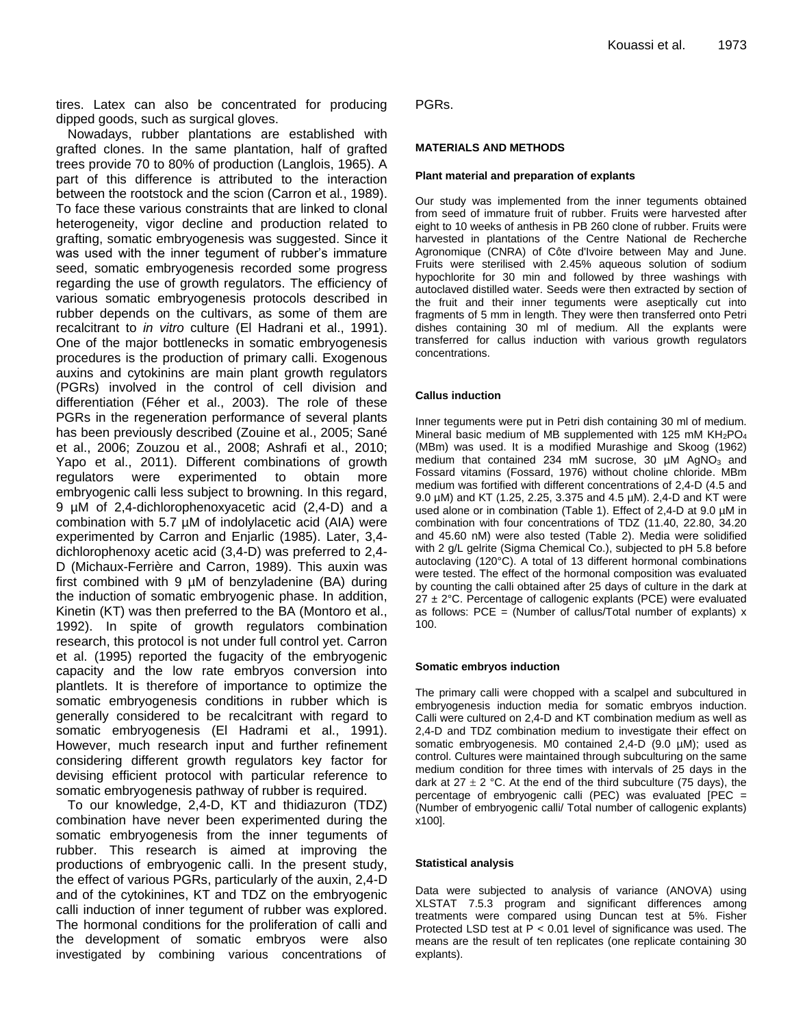tires. Latex can also be concentrated for producing dipped goods, such as surgical gloves.

Nowadays, rubber plantations are established with grafted clones. In the same plantation, half of grafted trees provide 70 to 80% of production (Langlois, 1965). A part of this difference is attributed to the interaction between the rootstock and the scion (Carron et al., 1989). To face these various constraints that are linked to clonal heterogeneity, vigor decline and production related to grafting, somatic embryogenesis was suggested. Since it was used with the inner tegument of rubber's immature seed, somatic embryogenesis recorded some progress regarding the use of growth regulators. The efficiency of various somatic embryogenesis protocols described in rubber depends on the cultivars, as some of them are recalcitrant to *in vitro* culture (El Hadrani et al., 1991). One of the major bottlenecks in somatic embryogenesis procedures is the production of primary calli. Exogenous auxins and cytokinins are main plant growth regulators (PGRs) involved in the control of cell division and differentiation (Féher et al., 2003). The role of these PGRs in the regeneration performance of several plants has been previously described (Zouine et al., 2005; Sané et al., 2006; Zouzou et al., 2008; Ashrafi et al., 2010; Yapo et al., 2011). Different combinations of growth regulators were experimented to obtain more embryogenic calli less subject to browning. In this regard, 9 µM of 2,4-dichlorophenoxyacetic acid (2,4-D) and a combination with 5.7 µM of indolylacetic acid (AIA) were experimented by Carron and Enjarlic (1985). Later, 3,4-dichlorophenoxy acetic acid (3,4-D) was preferred to 2,4-D (Michaux-Ferrière and Carron, 1989). This auxin was first combined with 9 µM of benzyladenine (BA) during the induction of somatic embryogenic phase. In addition, Kinetin (KT) was then preferred to the BA (Montoro et al., 1992). In spite of growth regulators combination research, this protocol is not under full control yet. Carron et al. (1995) reported the fugacity of the embryogenic capacity and the low rate embryos conversion into plantlets. It is therefore of importance to optimize the somatic embryogenesis conditions in rubber which is generally considered to be recalcitrant with regard to somatic embryogenesis (El Hadrami et al., 1991). However, much research input and further refinement considering different growth regulators key factor for devising efficient protocol with particular reference to somatic embryogenesis pathway of rubber is required.

To our knowledge, 2,4-D, KT and thidiazuron (TDZ) combination have never been experimented during the somatic embryogenesis from the inner teguments of rubber. This research is aimed at improving the productions of embryogenic calli. In the present study, the effect of various PGRs, particularly of the auxin, 2,4-D and of the cytokinines, KT and TDZ on the embryogenic calli induction of inner tegument of rubber was explored. The hormonal conditions for the proliferation of calli and the development of somatic embryos were also investigated by combining various concentrations of PGRs.

## MATERIALS AND METHODS

### Plant material and preparation of explants

Our study was implemented from the inner teguments obtained from seed of immature fruit of rubber. Fruits were harvested after eight to 10 weeks of anthesis in PB 260 clone of rubber. Fruits were harvested in plantations of the Centre National de Recherche Agronomique (CNRA) of Côte d'Ivoire between May and June. Fruits were sterilised with 2.45% aqueous solution of sodium hypochlorite for 30 min and followed by three washings with autoclaved distilled water. Seeds were then extracted by section of the fruit and their inner teguments were aseptically cut into fragments of 5 mm in length. They were then transferred onto Petri dishes containing 30 ml of medium. All the explants were transferred for callus induction with various growth regulators concentrations.

### Callus induction

Inner teguments were put in Petri dish containing 30 ml of medium. Mineral basic medium of MB supplemented with 125 mM $KH_2PO_4$ (MBm) was used. It is a modified Murashige and Skoog (1962) medium that contained 234 mM sucrose, 30 µM $AgNO_3$ and Fossard vitamins (Fossard, 1976) without choline chloride. MBm medium was fortified with different concentrations of 2,4-D (4.5 and 9.0 µM) and KT (1.25, 2.25, 3.375 and 4.5 µM). 2,4-D and KT were used alone or in combination (Table 1). Effect of 2,4-D at 9.0 µM in combination with four concentrations of TDZ (11.40, 22.80, 34.20 and 45.60 nM) were also tested (Table 2). Media were solidified with 2 g/L gelrite (Sigma Chemical Co.), subjected to pH 5.8 before autoclaving (120°C). A total of 13 different hormonal combinations were tested. The effect of the hormonal composition was evaluated by counting the calli obtained after 25 days of culture in the dark at 27 ± 2°C. Percentage of callogenic explants (PCE) were evaluated as follows: PCE = (Number of callus/Total number of explants) x 100.

### Somatic embryos induction

The primary calli were chopped with a scalpel and subcultured in embryogenesis induction media for somatic embryos induction. Calli were cultured on 2,4-D and KT combination medium as well as 2,4-D and TDZ combination medium to investigate their effect on somatic embryogenesis. M0 contained 2,4-D (9.0 µM); used as control. Cultures were maintained through subculturing on the same medium condition for three times with intervals of 25 days in the dark at 27 ± 2 °C. At the end of the third subculture (75 days), the percentage of embryogenic calli (PEC) was evaluated [PEC = (Number of embryogenic calli/ Total number of callogenic explants) x100].

### Statistical analysis

Data were subjected to analysis of variance (ANOVA) using XLSTAT 7.5.3 program and significant differences among treatments were compared using Duncan test at 5%. Fisher Protected LSD test at $P < 0.01$ level of significance was used. The means are the result of ten replicates (one replicate containing 30 explants).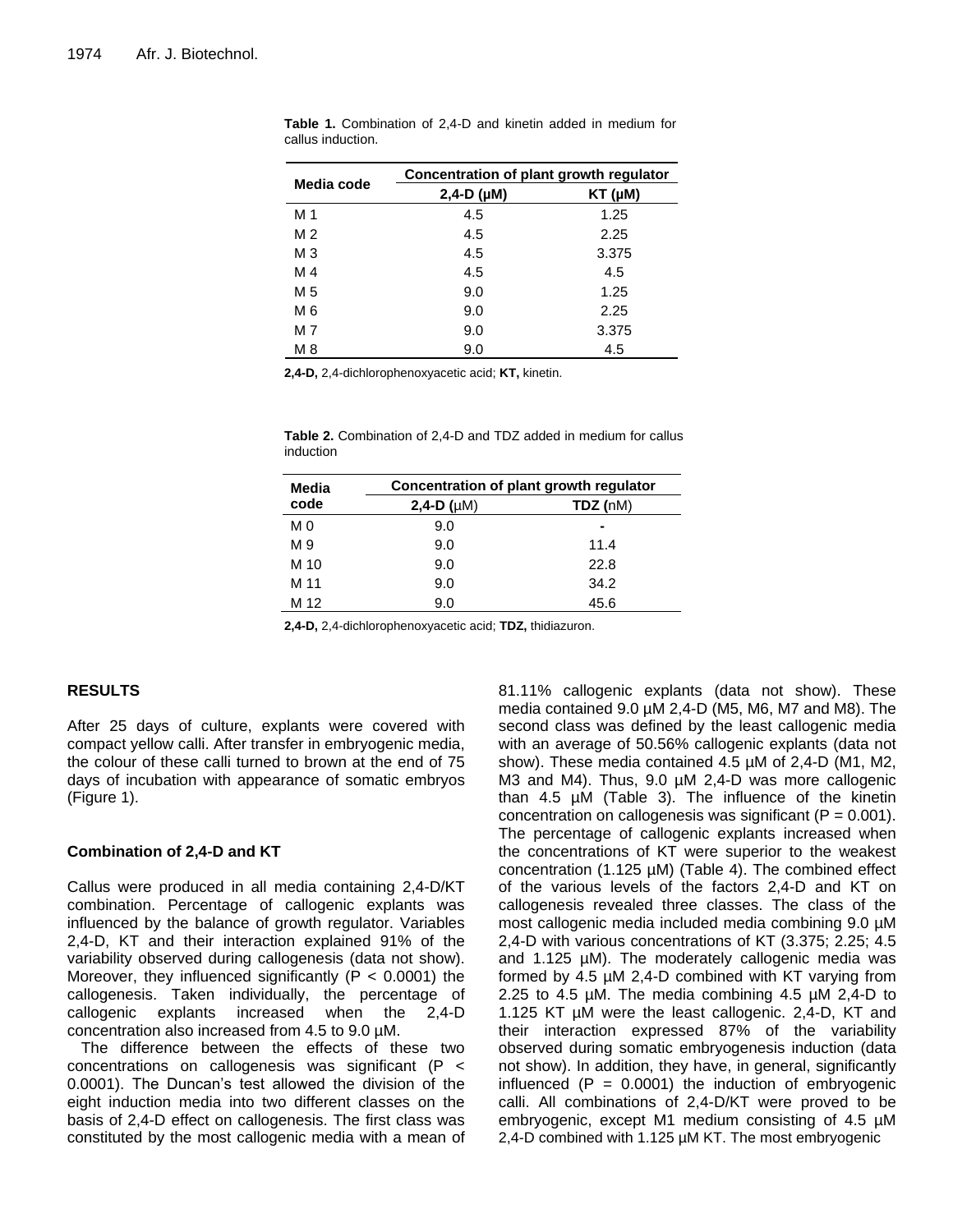**Table 1.** Combination of 2,4-D and kinetin added in medium for callus induction.

| Media code | Concentration of plant growth regulator | |
|---|---|---|
| | 2,4-D (µM) | KT (µM) |
| M 1 | 4.5 | 1.25 |
| M 2 | 4.5 | 2.25 |
| M 3 | 4.5 | 3.375 |
| M 4 | 4.5 | 4.5 |
| M 5 | 9.0 | 1.25 |
| M 6 | 9.0 | 2.25 |
| M 7 | 9.0 | 3.375 |
| M 8 | 9.0 | 4.5 |

**2,4-D,** 2,4-dichlorophenoxyacetic acid; **KT,** kinetin.

**Table 2.** Combination of 2,4-D and TDZ added in medium for callus induction

| Media code | Concentration of plant growth regulator | |
|---|---|---|
| | 2,4-D (µM) | TDZ (nM) |
| M 0 | 9.0 | - |
| M 9 | 9.0 | 11.4 |
| M 10 | 9.0 | 22.8 |
| M 11 | 9.0 | 34.2 |
| M 12 | 9.0 | 45.6 |

**2,4-D,** 2,4-dichlorophenoxyacetic acid; **TDZ,** thidiazuron.

## RESULTS

After 25 days of culture, explants were covered with compact yellow calli. After transfer in embryogenic media, the colour of these calli turned to brown at the end of 75 days of incubation with appearance of somatic embryos (Figure 1).

### Combination of 2,4-D and KT

Callus were produced in all media containing 2,4-D/KT combination. Percentage of callogenic explants was influenced by the balance of growth regulator. Variables 2,4-D, KT and their interaction explained 91% of the variability observed during callogenesis (data not show). Moreover, they influenced significantly ($P < 0.0001$) the callogenesis. Taken individually, the percentage of callogenic explants increased when the 2,4-D concentration also increased from 4.5 to 9.0 µM.

The difference between the effects of these two concentrations on callogenesis was significant ($P < 0.0001$). The Duncan's test allowed the division of the eight induction media into two different classes on the basis of 2,4-D effect on callogenesis. The first class was constituted by the most callogenic media with a mean of 81.11% callogenic explants (data not show). These media contained 9.0 µM 2,4-D (M5, M6, M7 and M8). The second class was defined by the least callogenic media with an average of 50.56% callogenic explants (data not show). These media contained 4.5 µM of 2,4-D (M1, M2, M3 and M4). Thus, 9.0 µM 2,4-D was more callogenic than 4.5 µM (Table 3). The influence of the kinetin concentration on callogenesis was significant ($P = 0.001$). The percentage of callogenic explants increased when the concentrations of KT were superior to the weakest concentration (1.125 µM) (Table 4). The combined effect of the various levels of the factors 2,4-D and KT on callogenesis revealed three classes. The class of the most callogenic media included media combining 9.0 µM 2,4-D with various concentrations of KT (3.375; 2.25; 4.5 and 1.125 µM). The moderately callogenic media was formed by 4.5 µM 2,4-D combined with KT varying from 2.25 to 4.5 µM. The media combining 4.5 µM 2,4-D to 1.125 KT µM were the least callogenic. 2,4-D, KT and their interaction expressed 87% of the variability observed during somatic embryogenesis induction (data not show). In addition, they have, in general, significantly influenced ($P = 0.0001$) the induction of embryogenic calli. All combinations of 2,4-D/KT were proved to be embryogenic, except M1 medium consisting of 4.5 µM 2,4-D combined with 1.125 µM KT. The most embryogenic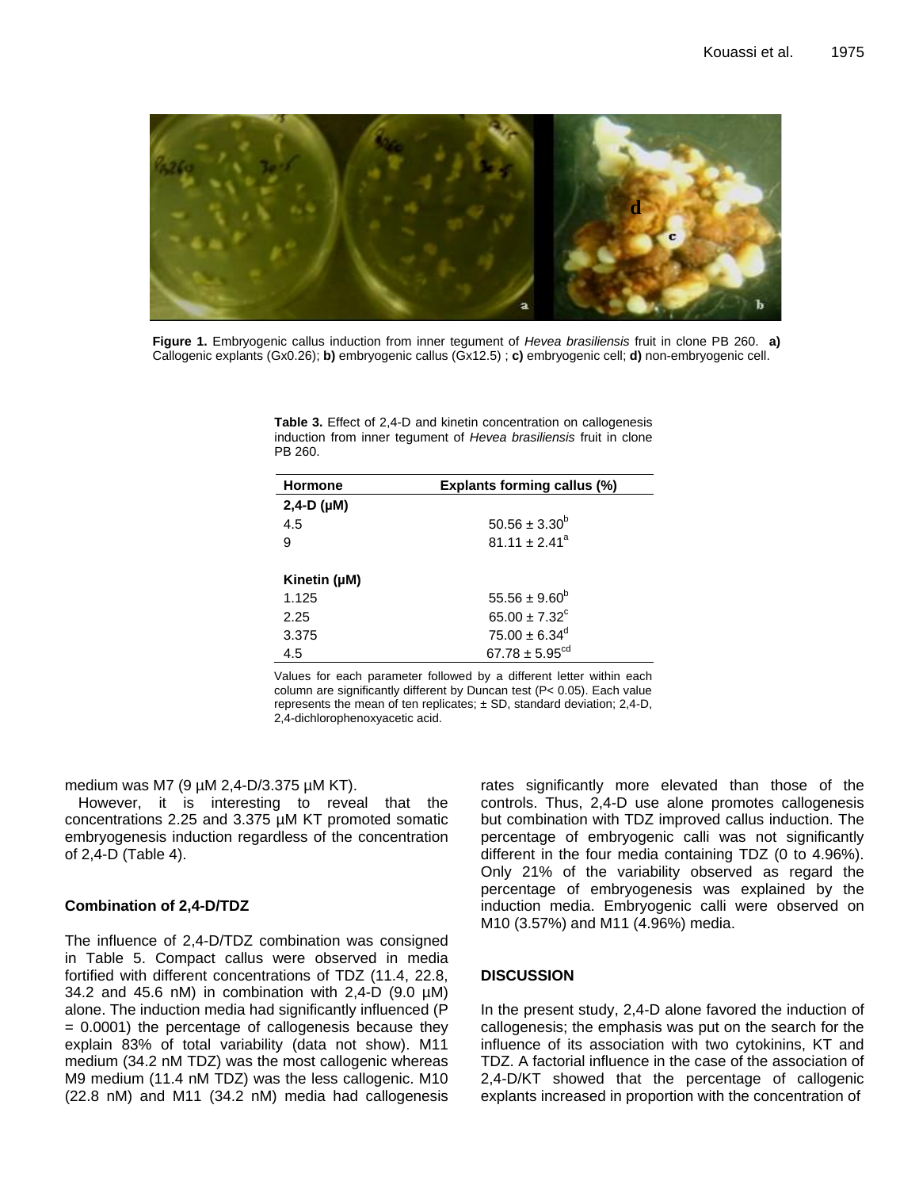Figure 1. Embryogenic callus induction from inner tegument of *Hevea brasiliensis* fruit in clone PB 260. **a)** Callogenic explants (Gx0.26); **b)** embryogenic callus (Gx12.5) ; **c)** embryogenic cell; **d)** non-embryogenic cell.

**Table 3.** Effect of 2,4-D and kinetin concentration on callogenesis induction from inner tegument of *Hevea brasiliensis* fruit in clone PB 260.

| Hormone | Explants forming callus (%) |
|---|---|
| **2,4-D (µM)** | |
| 4.5 | $50.56 \pm 3.30^{b}$ |
| 9 | $81.11 \pm 2.41^{a}$ |
| | |
| **Kinetin (µM)** | |
| 1.125 | $55.56 \pm 9.60^{b}$ |
| 2.25 | $65.00 \pm 7.32^{c}$ |
| 3.375 | $75.00 \pm 6.34^{d}$ |
| 4.5 | $67.78 \pm 5.95^{cd}$ |

Values for each parameter followed by a different letter within each column are significantly different by Duncan test (P< 0.05). Each value represents the mean of ten replicates; ± SD, standard deviation; 2,4-D, 2,4-dichlorophenoxyacetic acid.

medium was M7 (9 µM 2,4-D/3.375 µM KT).

However, it is interesting to reveal that the concentrations 2.25 and 3.375 µM KT promoted somatic embryogenesis induction regardless of the concentration of 2,4-D (Table 4).

### Combination of 2,4-D/TDZ

The influence of 2,4-D/TDZ combination was consigned in Table 5. Compact callus were observed in media fortified with different concentrations of TDZ (11.4, 22.8, 34.2 and 45.6 nM) in combination with 2,4-D (9.0 µM) alone. The induction media had significantly influenced (P = 0.0001) the percentage of callogenesis because they explain 83% of total variability (data not show). M11 medium (34.2 nM TDZ) was the most callogenic whereas M9 medium (11.4 nM TDZ) was the less callogenic. M10 (22.8 nM) and M11 (34.2 nM) media had callogenesis rates significantly more elevated than those of the controls. Thus, 2,4-D use alone promotes callogenesis but combination with TDZ improved callus induction. The percentage of embryogenic calli was not significantly different in the four media containing TDZ (0 to 4.96%). Only 21% of the variability observed as regard the percentage of embryogenesis was explained by the induction media. Embryogenic calli were observed on M10 (3.57%) and M11 (4.96%) media.

## DISCUSSION

In the present study, 2,4-D alone favored the induction of callogenesis; the emphasis was put on the search for the influence of its association with two cytokinins, KT and TDZ. A factorial influence in the case of the association of 2,4-D/KT showed that the percentage of callogenic explants increased in proportion with the concentration of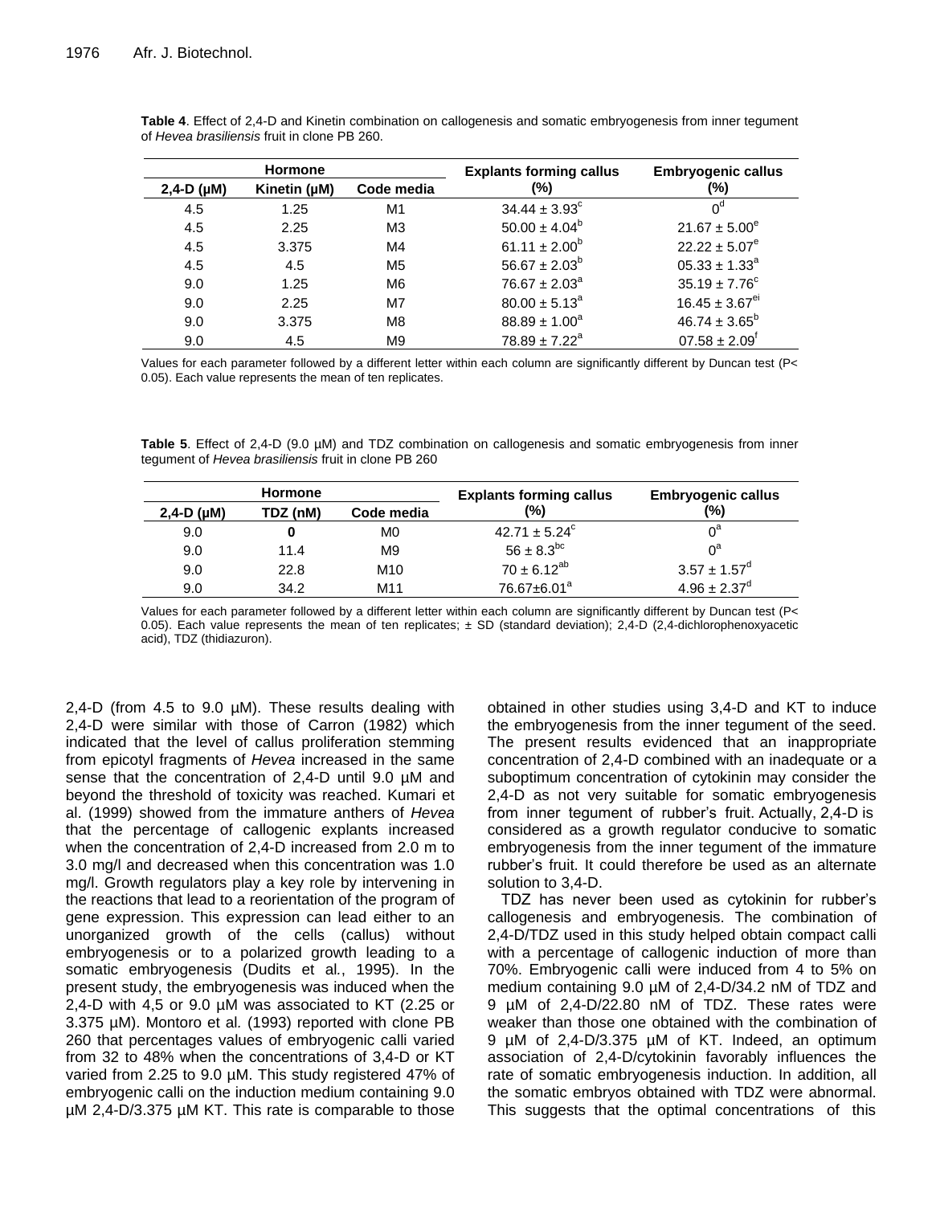**Table 4**. Effect of 2,4-D and Kinetin combination on callogenesis and somatic embryogenesis from inner tegument of *Hevea brasiliensis* fruit in clone PB 260.

| Hormone | | | Explants forming callus (%) | Embryogenic callus (%) |
|---|---|---|---|---|
| 2,4-D (µM) | Kinetin (µM) | Code media | | |
| 4.5 | 1.25 | M1 | $34.44 \pm 3.93^{c}$ | $0^{d}$ |
| 4.5 | 2.25 | M3 | $50.00 \pm 4.04^{b}$ | $21.67 \pm 5.00^{e}$ |
| 4.5 | 3.375 | M4 | $61.11 \pm 2.00^{b}$ | $22.22 \pm 5.07^{e}$ |
| 4.5 | 4.5 | M5 | $56.67 \pm 2.03^{b}$ | $05.33 \pm 1.33^{a}$ |
| 9.0 | 1.25 | M6 | $76.67 \pm 2.03^{a}$ | $35.19 \pm 7.76^{c}$ |
| 9.0 | 2.25 | M7 | $80.00 \pm 5.13^{a}$ | $16.45 \pm 3.67^{ei}$ |
| 9.0 | 3.375 | M8 | $88.89 \pm 1.00^{a}$ | $46.74 \pm 3.65^{b}$ |
| 9.0 | 4.5 | M9 | $78.89 \pm 7.22^{a}$ | $07.58 \pm 2.09^{f}$ |

Values for each parameter followed by a different letter within each column are significantly different by Duncan test (P< 0.05). Each value represents the mean of ten replicates.

**Table 5**. Effect of 2,4-D (9.0 µM) and TDZ combination on callogenesis and somatic embryogenesis from inner tegument of *Hevea brasiliensis* fruit in clone PB 260

| Hormone | | | Explants forming callus (%) | Embryogenic callus (%) |
|---|---|---|---|---|
| 2,4-D (µM) | TDZ (nM) | Code media | | |
| 9.0 | **0** | M0 | $42.71 \pm 5.24^{c}$ | $0^{a}$ |
| 9.0 | 11.4 | M9 | $56 \pm 8.3^{bc}$ | $0^{a}$ |
| 9.0 | 22.8 | M10 | $70 \pm 6.12^{ab}$ | $3.57 \pm 1.57^{d}$ |
| 9.0 | 34.2 | M11 | $76.67 \pm 6.01^{a}$ | $4.96 \pm 2.37^{d}$ |

Values for each parameter followed by a different letter within each column are significantly different by Duncan test (P< 0.05). Each value represents the mean of ten replicates; ± SD (standard deviation); 2,4-D (2,4-dichlorophenoxyacetic acid), TDZ (thidiazuron).

2,4-D (from 4.5 to 9.0 µM). These results dealing with 2,4-D were similar with those of Carron (1982) which indicated that the level of callus proliferation stemming from epicotyl fragments of *Hevea* increased in the same sense that the concentration of 2,4-D until 9.0 µM and beyond the threshold of toxicity was reached. Kumari et al. (1999) showed from the immature anthers of *Hevea* that the percentage of callogenic explants increased when the concentration of 2,4-D increased from 2.0 m to 3.0 mg/l and decreased when this concentration was 1.0 mg/l. Growth regulators play a key role by intervening in the reactions that lead to a reorientation of the program of gene expression. This expression can lead either to an unorganized growth of the cells (callus) without embryogenesis or to a polarized growth leading to a somatic embryogenesis (Dudits et al., 1995). In the present study, the embryogenesis was induced when the 2,4-D with 4,5 or 9.0 µM was associated to KT (2.25 or 3.375 µM). Montoro et al. (1993) reported with clone PB 260 that percentages values of embryogenic calli varied from 32 to 48% when the concentrations of 3,4-D or KT varied from 2.25 to 9.0 µM. This study registered 47% of embryogenic calli on the induction medium containing 9.0 µM 2,4-D/3.375 µM KT. This rate is comparable to those obtained in other studies using 3,4-D and KT to induce the embryogenesis from the inner tegument of the seed. The present results evidenced that an inappropriate concentration of 2,4-D combined with an inadequate or a suboptimum concentration of cytokinin may consider the 2,4-D as not very suitable for somatic embryogenesis from inner tegument of rubber's fruit. Actually, 2,4-D is considered as a growth regulator conducive to somatic embryogenesis from the inner tegument of the immature rubber's fruit. It could therefore be used as an alternate solution to 3,4-D.

TDZ has never been used as cytokinin for rubber's callogenesis and embryogenesis. The combination of 2,4-D/TDZ used in this study helped obtain compact calli with a percentage of callogenic induction of more than 70%. Embryogenic calli were induced from 4 to 5% on medium containing 9.0 µM of 2,4-D/34.2 nM of TDZ and 9 µM of 2,4-D/22.80 nM of TDZ. These rates were weaker than those one obtained with the combination of 9 µM of 2,4-D/3.375 µM of KT. Indeed, an optimum association of 2,4-D/cytokinin favorably influences the rate of somatic embryogenesis induction. In addition, all the somatic embryos obtained with TDZ were abnormal. This suggests that the optimal concentrations of this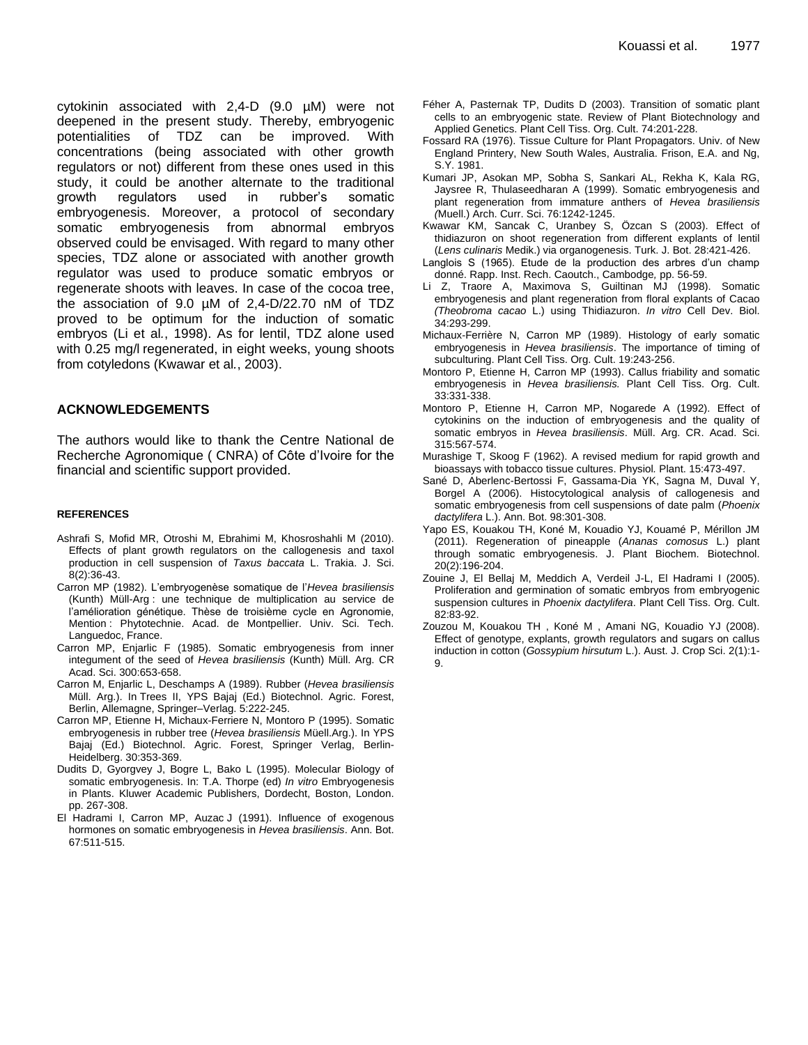cytokinin associated with 2,4-D (9.0 µM) were not deepened in the present study. Thereby, embryogenic potentialities of TDZ can be improved. With concentrations (being associated with other growth regulators or not) different from these ones used in this study, it could be another alternate to the traditional growth regulators used in rubber's somatic embryogenesis. Moreover, a protocol of secondary somatic embryogenesis from abnormal embryos observed could be envisaged. With regard to many other species, TDZ alone or associated with another growth regulator was used to produce somatic embryos or regenerate shoots with leaves. In case of the cocoa tree, the association of 9.0 µM of 2,4-D/22.70 nM of TDZ proved to be optimum for the induction of somatic embryos (Li et al., 1998). As for lentil, TDZ alone used with 0.25 mg/l regenerated, in eight weeks, young shoots from cotyledons (Kwawar et al., 2003).

## ACKNOWLEDGEMENTS

The authors would like to thank the Centre National de Recherche Agronomique ( CNRA) of Côte d'Ivoire for the financial and scientific support provided.

### REFERENCES

Ashrafi S, Mofid MR, Otroshi M, Ebrahimi M, Khosroshahli M (2010). Effects of plant growth regulators on the callogenesis and taxol production in cell suspension of *Taxus baccata* L. Trakia. J. Sci. 8(2):36-43.

Carron MP (1982). L'embryogenèse somatique de l'*Hevea brasiliensis* (Kunth) Müll-Arg : une technique de multiplication au service de l'amélioration génétique. Thèse de troisième cycle en Agronomie, Mention : Phytotechnie. Acad. de Montpellier. Univ. Sci. Tech. Languedoc, France.

Carron MP, Enjarlic F (1985). Somatic embryogenesis from inner integument of the seed of *Hevea brasiliensis* (Kunth) Müll. Arg. CR Acad. Sci. 300:653-658.

Carron M, Enjarlic L, Deschamps A (1989). Rubber (*Hevea brasiliensis* Müll. Arg.). In Trees II, YPS Bajaj (Ed.) Biotechnol. Agric. Forest, Berlin, Allemagne, Springer–Verlag. 5:222-245.

Carron MP, Etienne H, Michaux-Ferriere N, Montoro P (1995). Somatic embryogenesis in rubber tree (*Hevea brasiliensis* Müell.Arg.). In YPS Bajaj (Ed.) Biotechnol. Agric. Forest, Springer Verlag, Berlin-Heidelberg. 30:353-369.

Dudits D, Gyorgvey J, Bogre L, Bako L (1995). Molecular Biology of somatic embryogenesis. In: T.A. Thorpe (ed) *In vitro* Embryogenesis in Plants. Kluwer Academic Publishers, Dordecht, Boston, London. pp. 267-308.

El Hadrami I, Carron MP, Auzac J (1991). Influence of exogenous hormones on somatic embryogenesis in *Hevea brasiliensis*. Ann. Bot. 67:511-515.

Féher A, Pasternak TP, Dudits D (2003). Transition of somatic plant cells to an embryogenic state. Review of Plant Biotechnology and Applied Genetics. Plant Cell Tiss. Org. Cult. 74:201-228.

Fossard RA (1976). Tissue Culture for Plant Propagators. Univ. of New England Printery, New South Wales, Australia. Frison, E.A. and Ng, S.Y. 1981.

Kumari JP, Asokan MP, Sobha S, Sankari AL, Rekha K, Kala RG, Jaysree R, Thulaseedharan A (1999). Somatic embryogenesis and plant regeneration from immature anthers of *Hevea brasiliensis (*Muell.) Arch. Curr. Sci. 76:1242-1245.

Kwawar KM, Sancak C, Uranbey S, Özcan S (2003). Effect of thidiazuron on shoot regeneration from different explants of lentil (*Lens culinaris* Medik.) via organogenesis. Turk. J. Bot. 28:421-426.

Langlois S (1965). Etude de la production des arbres d'un champ donné. Rapp. Inst. Rech. Caoutch., Cambodge, pp. 56-59.

Li Z, Traore A, Maximova S, Guiltinan MJ (1998). Somatic embryogenesis and plant regeneration from floral explants of Cacao *(Theobroma cacao* L.) using Thidiazuron. *In vitro* Cell Dev. Biol. 34:293-299.

Michaux-Ferrière N, Carron MP (1989). Histology of early somatic embryogenesis in *Hevea brasiliensis*. The importance of timing of subculturing. Plant Cell Tiss. Org. Cult. 19:243-256.

Montoro P, Etienne H, Carron MP (1993). Callus friability and somatic embryogenesis in *Hevea brasiliensis.* Plant Cell Tiss. Org. Cult. 33:331-338.

Montoro P, Etienne H, Carron MP, Nogarede A (1992). Effect of cytokinins on the induction of embryogenesis and the quality of somatic embryos in *Hevea brasiliensis*. Müll. Arg. CR. Acad. Sci. 315:567-574.

Murashige T, Skoog F (1962). A revised medium for rapid growth and bioassays with tobacco tissue cultures. Physiol. Plant. 15:473-497.

Sané D, Aberlenc-Bertossi F, Gassama-Dia YK, Sagna M, Duval Y, Borgel A (2006). Histocytological analysis of callogenesis and somatic embryogenesis from cell suspensions of date palm (*Phoenix dactylifera* L.). Ann. Bot. 98:301-308.

Yapo ES, Kouakou TH, Koné M, Kouadio YJ, Kouamé P, Mérillon JM (2011). Regeneration of pineapple (*Ananas comosus* L.) plant through somatic embryogenesis. J. Plant Biochem. Biotechnol. 20(2):196-204.

Zouine J, El Bellaj M, Meddich A, Verdeil J-L, El Hadrami I (2005). Proliferation and germination of somatic embryos from embryogenic suspension cultures in *Phoenix dactylifera*. Plant Cell Tiss. Org. Cult. 82:83-92.

Zouzou M, Kouakou TH , Koné M , Amani NG, Kouadio YJ (2008). Effect of genotype, explants, growth regulators and sugars on callus induction in cotton (*Gossypium hirsutum* L.). Aust. J. Crop Sci. 2(1):1-9.